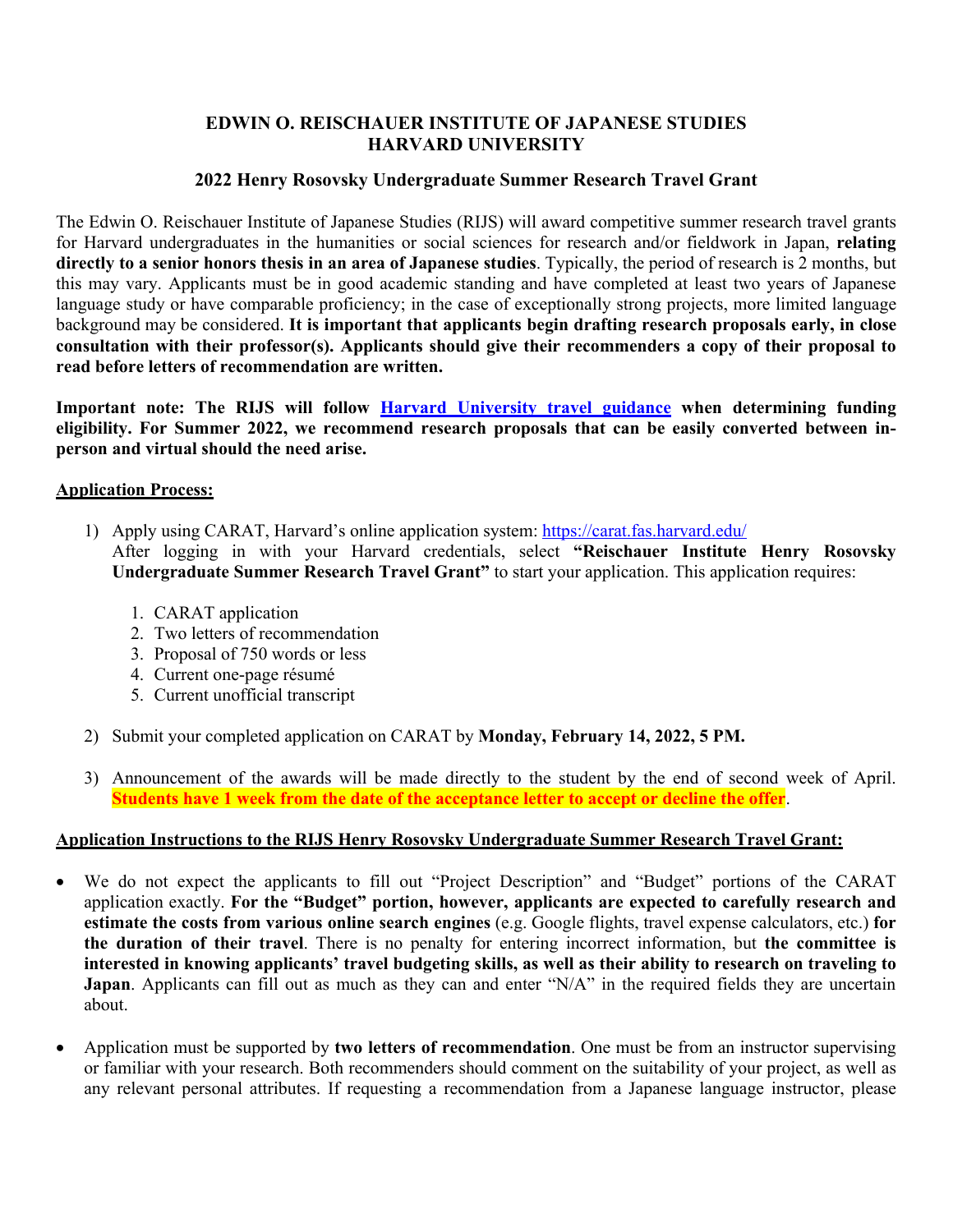# EDWIN O. REISCHAUER INSTITUTE OF JAPANESE STUDIES
# HARVARD UNIVERSITY

## 2022 Henry Rosovsky Undergraduate Summer Research Travel Grant

The Edwin O. Reischauer Institute of Japanese Studies (RIJS) will award competitive summer research travel grants for Harvard undergraduates in the humanities or social sciences for research and/or fieldwork in Japan, **relating directly to a senior honors thesis in an area of Japanese studies**. Typically, the period of research is 2 months, but this may vary. Applicants must be in good academic standing and have completed at least two years of Japanese language study or have comparable proficiency; in the case of exceptionally strong projects, more limited language background may be considered. **It is important that applicants begin drafting research proposals early, in close consultation with their professor(s). Applicants should give their recommenders a copy of their proposal to read before letters of recommendation are written.**

**Important note: The RIJS will follow [Harvard University travel guidance](#) when determining funding eligibility. For Summer 2022, we recommend research proposals that can be easily converted between in-person and virtual should the need arise.**

### Application Process:

1) Apply using CARAT, Harvard's online application system: https://carat.fas.harvard.edu/
   After logging in with your Harvard credentials, select **"Reischauer Institute Henry Rosovsky Undergraduate Summer Research Travel Grant"** to start your application. This application requires:

   1. CARAT application
   2. Two letters of recommendation
   3. Proposal of 750 words or less
   4. Current one-page résumé
   5. Current unofficial transcript

2) Submit your completed application on CARAT by **Monday, February 14, 2022, 5 PM.**

3) Announcement of the awards will be made directly to the student by the end of second week of April. **Students have 1 week from the date of the acceptance letter to accept or decline the offer**.

### Application Instructions to the RIJS Henry Rosovsky Undergraduate Summer Research Travel Grant:

- We do not expect the applicants to fill out "Project Description" and "Budget" portions of the CARAT application exactly. **For the "Budget" portion, however, applicants are expected to carefully research and estimate the costs from various online search engines** (e.g. Google flights, travel expense calculators, etc.) **for the duration of their travel**. There is no penalty for entering incorrect information, but **the committee is interested in knowing applicants' travel budgeting skills, as well as their ability to research on traveling to Japan**. Applicants can fill out as much as they can and enter "N/A" in the required fields they are uncertain about.

- Application must be supported by **two letters of recommendation**. One must be from an instructor supervising or familiar with your research. Both recommenders should comment on the suitability of your project, as well as any relevant personal attributes. If requesting a recommendation from a Japanese language instructor, please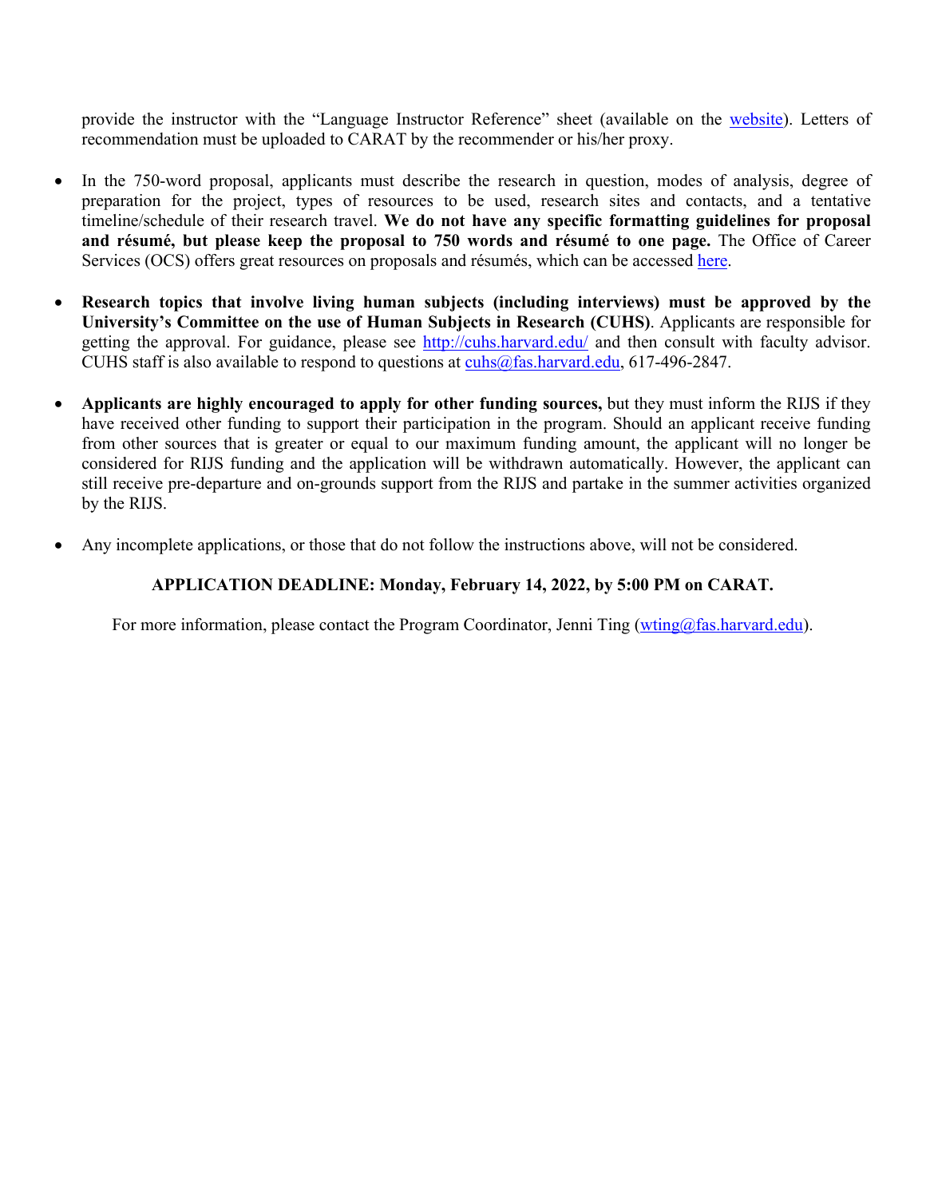provide the instructor with the "Language Instructor Reference" sheet (available on the [website](website)). Letters of recommendation must be uploaded to CARAT by the recommender or his/her proxy.

- In the 750-word proposal, applicants must describe the research in question, modes of analysis, degree of preparation for the project, types of resources to be used, research sites and contacts, and a tentative timeline/schedule of their research travel. **We do not have any specific formatting guidelines for proposal and résumé, but please keep the proposal to 750 words and résumé to one page.** The Office of Career Services (OCS) offers great resources on proposals and résumés, which can be accessed here.

- **Research topics that involve living human subjects (including interviews) must be approved by the University's Committee on the use of Human Subjects in Research (CUHS)**. Applicants are responsible for getting the approval. For guidance, please see http://cuhs.harvard.edu/ and then consult with faculty advisor. CUHS staff is also available to respond to questions at cuhs@fas.harvard.edu, 617-496-2847.

- **Applicants are highly encouraged to apply for other funding sources,** but they must inform the RIJS if they have received other funding to support their participation in the program. Should an applicant receive funding from other sources that is greater or equal to our maximum funding amount, the applicant will no longer be considered for RIJS funding and the application will be withdrawn automatically. However, the applicant can still receive pre-departure and on-grounds support from the RIJS and partake in the summer activities organized by the RIJS.

- Any incomplete applications, or those that do not follow the instructions above, will not be considered.

**APPLICATION DEADLINE: Monday, February 14, 2022, by 5:00 PM on CARAT.**

For more information, please contact the Program Coordinator, Jenni Ting (wting@fas.harvard.edu).